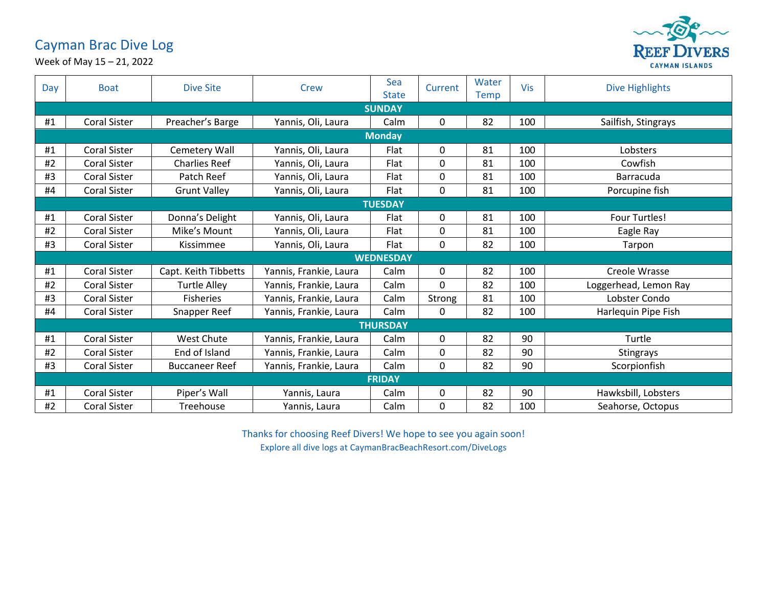# Cayman Brac Dive Log

Week of May 15 – 21, 2022

REEF DIVERS
CAYMAN ISLANDS

| Day | Boat | Dive Site | Crew | Sea State | Current | Water Temp | Vis | Dive Highlights |
|---|---|---|---|---|---|---|---|---|
| **SUNDAY** | | | | | | | | |
| #1 | Coral Sister | Preacher's Barge | Yannis, Oli, Laura | Calm | 0 | 82 | 100 | Sailfish, Stingrays |
| **Monday** | | | | | | | | |
| #1 | Coral Sister | Cemetery Wall | Yannis, Oli, Laura | Flat | 0 | 81 | 100 | Lobsters |
| #2 | Coral Sister | Charlies Reef | Yannis, Oli, Laura | Flat | 0 | 81 | 100 | Cowfish |
| #3 | Coral Sister | Patch Reef | Yannis, Oli, Laura | Flat | 0 | 81 | 100 | Barracuda |
| #4 | Coral Sister | Grunt Valley | Yannis, Oli, Laura | Flat | 0 | 81 | 100 | Porcupine fish |
| **TUESDAY** | | | | | | | | |
| #1 | Coral Sister | Donna's Delight | Yannis, Oli, Laura | Flat | 0 | 81 | 100 | Four Turtles! |
| #2 | Coral Sister | Mike's Mount | Yannis, Oli, Laura | Flat | 0 | 81 | 100 | Eagle Ray |
| #3 | Coral Sister | Kissimmee | Yannis, Oli, Laura | Flat | 0 | 82 | 100 | Tarpon |
| **WEDNESDAY** | | | | | | | | |
| #1 | Coral Sister | Capt. Keith Tibbetts | Yannis, Frankie, Laura | Calm | 0 | 82 | 100 | Creole Wrasse |
| #2 | Coral Sister | Turtle Alley | Yannis, Frankie, Laura | Calm | 0 | 82 | 100 | Loggerhead, Lemon Ray |
| #3 | Coral Sister | Fisheries | Yannis, Frankie, Laura | Calm | Strong | 81 | 100 | Lobster Condo |
| #4 | Coral Sister | Snapper Reef | Yannis, Frankie, Laura | Calm | 0 | 82 | 100 | Harlequin Pipe Fish |
| **THURSDAY** | | | | | | | | |
| #1 | Coral Sister | West Chute | Yannis, Frankie, Laura | Calm | 0 | 82 | 90 | Turtle |
| #2 | Coral Sister | End of Island | Yannis, Frankie, Laura | Calm | 0 | 82 | 90 | Stingrays |
| #3 | Coral Sister | Buccaneer Reef | Yannis, Frankie, Laura | Calm | 0 | 82 | 90 | Scorpionfish |
| **FRIDAY** | | | | | | | | |
| #1 | Coral Sister | Piper's Wall | Yannis, Laura | Calm | 0 | 82 | 90 | Hawksbill, Lobsters |
| #2 | Coral Sister | Treehouse | Yannis, Laura | Calm | 0 | 82 | 100 | Seahorse, Octopus |

Thanks for choosing Reef Divers! We hope to see you again soon!

Explore all dive logs at CaymanBracBeachResort.com/DiveLogs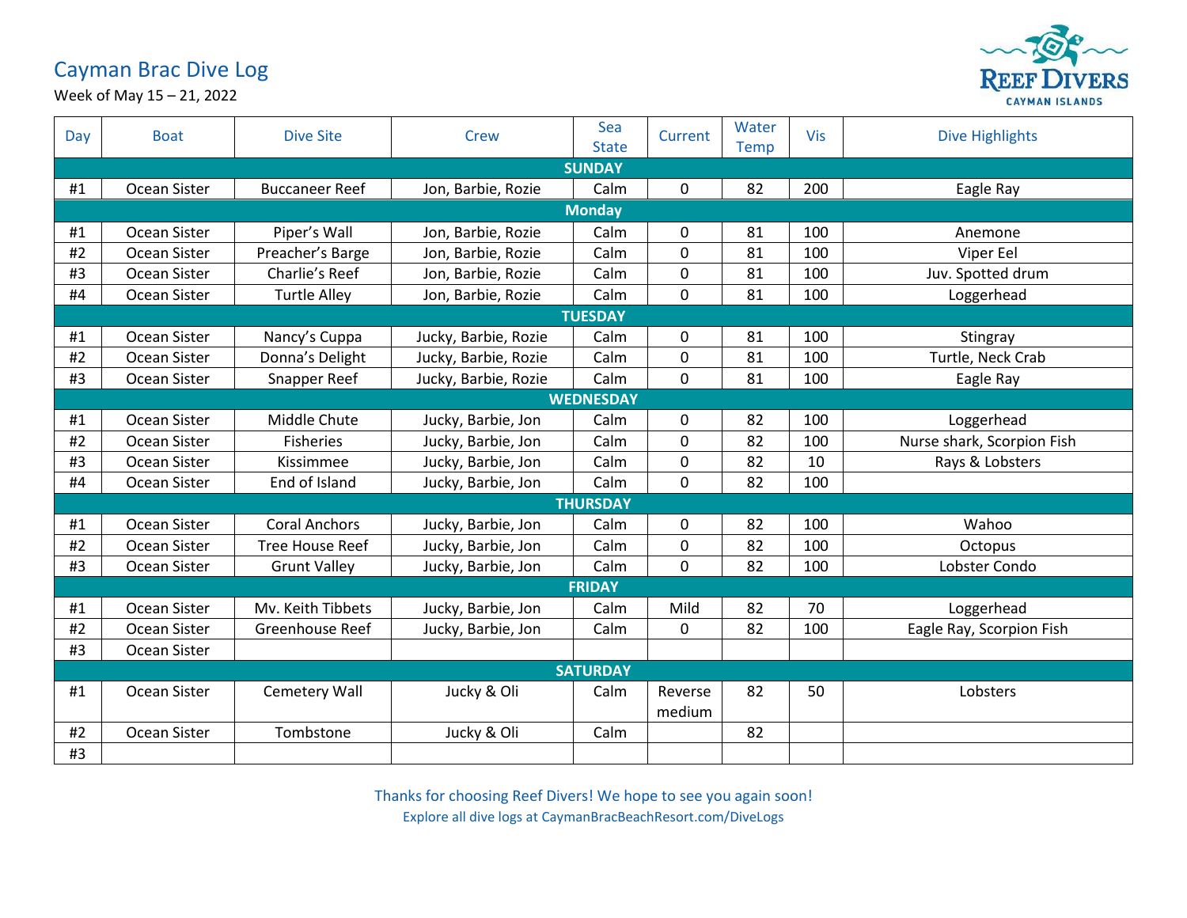# Cayman Brac Dive Log

Week of May 15 – 21, 2022

REEF DIVERS CAYMAN ISLANDS

| Day | Boat | Dive Site | Crew | Sea State | Current | Water Temp | Vis | Dive Highlights |
|---|---|---|---|---|---|---|---|---|
| **SUNDAY** | | | | | | | | |
| #1 | Ocean Sister | Buccaneer Reef | Jon, Barbie, Rozie | Calm | 0 | 82 | 200 | Eagle Ray |
| **Monday** | | | | | | | | |
| #1 | Ocean Sister | Piper's Wall | Jon, Barbie, Rozie | Calm | 0 | 81 | 100 | Anemone |
| #2 | Ocean Sister | Preacher's Barge | Jon, Barbie, Rozie | Calm | 0 | 81 | 100 | Viper Eel |
| #3 | Ocean Sister | Charlie's Reef | Jon, Barbie, Rozie | Calm | 0 | 81 | 100 | Juv. Spotted drum |
| #4 | Ocean Sister | Turtle Alley | Jon, Barbie, Rozie | Calm | 0 | 81 | 100 | Loggerhead |
| **TUESDAY** | | | | | | | | |
| #1 | Ocean Sister | Nancy's Cuppa | Jucky, Barbie, Rozie | Calm | 0 | 81 | 100 | Stingray |
| #2 | Ocean Sister | Donna's Delight | Jucky, Barbie, Rozie | Calm | 0 | 81 | 100 | Turtle, Neck Crab |
| #3 | Ocean Sister | Snapper Reef | Jucky, Barbie, Rozie | Calm | 0 | 81 | 100 | Eagle Ray |
| **WEDNESDAY** | | | | | | | | |
| #1 | Ocean Sister | Middle Chute | Jucky, Barbie, Jon | Calm | 0 | 82 | 100 | Loggerhead |
| #2 | Ocean Sister | Fisheries | Jucky, Barbie, Jon | Calm | 0 | 82 | 100 | Nurse shark, Scorpion Fish |
| #3 | Ocean Sister | Kissimmee | Jucky, Barbie, Jon | Calm | 0 | 82 | 10 | Rays & Lobsters |
| #4 | Ocean Sister | End of Island | Jucky, Barbie, Jon | Calm | 0 | 82 | 100 | |
| **THURSDAY** | | | | | | | | |
| #1 | Ocean Sister | Coral Anchors | Jucky, Barbie, Jon | Calm | 0 | 82 | 100 | Wahoo |
| #2 | Ocean Sister | Tree House Reef | Jucky, Barbie, Jon | Calm | 0 | 82 | 100 | Octopus |
| #3 | Ocean Sister | Grunt Valley | Jucky, Barbie, Jon | Calm | 0 | 82 | 100 | Lobster Condo |
| **FRIDAY** | | | | | | | | |
| #1 | Ocean Sister | Mv. Keith Tibbets | Jucky, Barbie, Jon | Calm | Mild | 82 | 70 | Loggerhead |
| #2 | Ocean Sister | Greenhouse Reef | Jucky, Barbie, Jon | Calm | 0 | 82 | 100 | Eagle Ray, Scorpion Fish |
| #3 | Ocean Sister | | | | | | | |
| **SATURDAY** | | | | | | | | |
| #1 | Ocean Sister | Cemetery Wall | Jucky & Oli | Calm | Reverse medium | 82 | 50 | Lobsters |
| #2 | Ocean Sister | Tombstone | Jucky & Oli | Calm | | 82 | | |
| #3 | | | | | | | | |

Thanks for choosing Reef Divers! We hope to see you again soon!

Explore all dive logs at CaymanBracBeachResort.com/DiveLogs